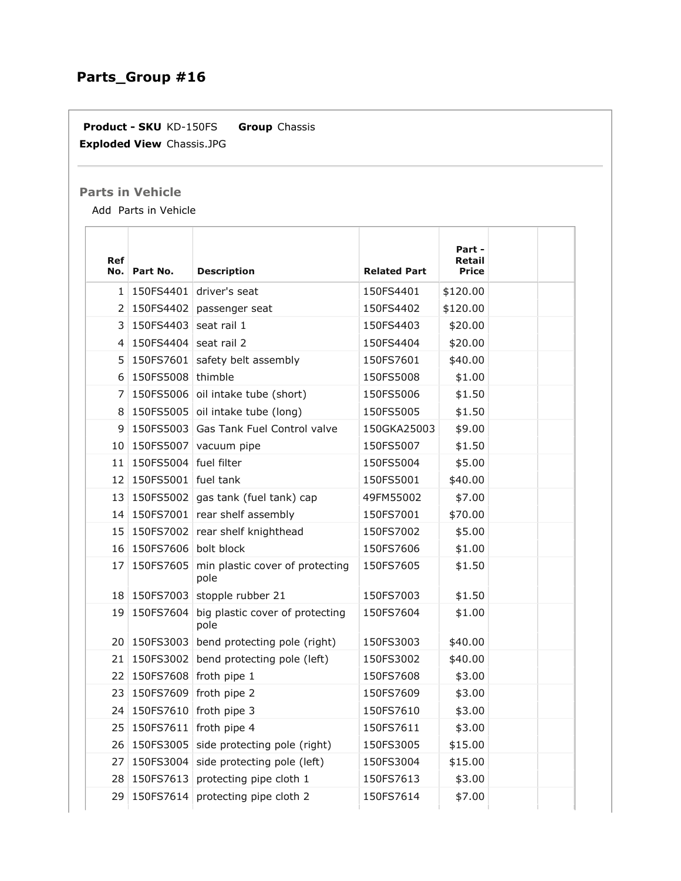## Parts_Group #16

**Product - SKU** KD-150FS **Group** Chassis
**Exploded View** Chassis.JPG

### Parts in Vehicle

Add Parts in Vehicle

| Ref No. | Part No. | Description | Related Part | Part - Retail Price | | |
|---|---|---|---|---|---|---|
| 1 | 150FS4401 | driver's seat | 150FS4401 | $120.00 | | |
| 2 | 150FS4402 | passenger seat | 150FS4402 | $120.00 | | |
| 3 | 150FS4403 | seat rail 1 | 150FS4403 | $20.00 | | |
| 4 | 150FS4404 | seat rail 2 | 150FS4404 | $20.00 | | |
| 5 | 150FS7601 | safety belt assembly | 150FS7601 | $40.00 | | |
| 6 | 150FS5008 | thimble | 150FS5008 | $1.00 | | |
| 7 | 150FS5006 | oil intake tube (short) | 150FS5006 | $1.50 | | |
| 8 | 150FS5005 | oil intake tube (long) | 150FS5005 | $1.50 | | |
| 9 | 150FS5003 | Gas Tank Fuel Control valve | 150GKA25003 | $9.00 | | |
| 10 | 150FS5007 | vacuum pipe | 150FS5007 | $1.50 | | |
| 11 | 150FS5004 | fuel filter | 150FS5004 | $5.00 | | |
| 12 | 150FS5001 | fuel tank | 150FS5001 | $40.00 | | |
| 13 | 150FS5002 | gas tank (fuel tank) cap | 49FM55002 | $7.00 | | |
| 14 | 150FS7001 | rear shelf assembly | 150FS7001 | $70.00 | | |
| 15 | 150FS7002 | rear shelf knighthead | 150FS7002 | $5.00 | | |
| 16 | 150FS7606 | bolt block | 150FS7606 | $1.00 | | |
| 17 | 150FS7605 | min plastic cover of protecting pole | 150FS7605 | $1.50 | | |
| 18 | 150FS7003 | stopple rubber 21 | 150FS7003 | $1.50 | | |
| 19 | 150FS7604 | big plastic cover of protecting pole | 150FS7604 | $1.00 | | |
| 20 | 150FS3003 | bend protecting pole (right) | 150FS3003 | $40.00 | | |
| 21 | 150FS3002 | bend protecting pole (left) | 150FS3002 | $40.00 | | |
| 22 | 150FS7608 | froth pipe 1 | 150FS7608 | $3.00 | | |
| 23 | 150FS7609 | froth pipe 2 | 150FS7609 | $3.00 | | |
| 24 | 150FS7610 | froth pipe 3 | 150FS7610 | $3.00 | | |
| 25 | 150FS7611 | froth pipe 4 | 150FS7611 | $3.00 | | |
| 26 | 150FS3005 | side protecting pole (right) | 150FS3005 | $15.00 | | |
| 27 | 150FS3004 | side protecting pole (left) | 150FS3004 | $15.00 | | |
| 28 | 150FS7613 | protecting pipe cloth 1 | 150FS7613 | $3.00 | | |
| 29 | 150FS7614 | protecting pipe cloth 2 | 150FS7614 | $7.00 | | |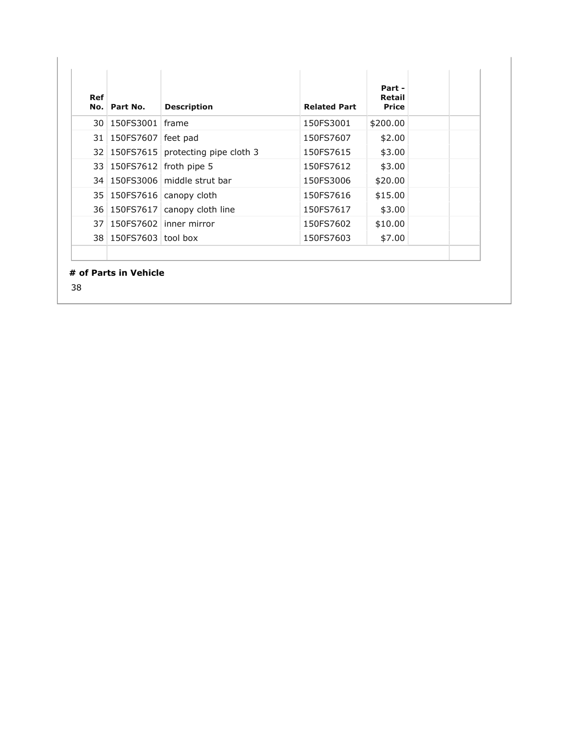| Ref No. | Part No. | Description | Related Part | Part - Retail Price | | |
|---|---|---|---|---|---|---|
| 30 | 150FS3001 | frame | 150FS3001 | $200.00 | | |
| 31 | 150FS7607 | feet pad | 150FS7607 | $2.00 | | |
| 32 | 150FS7615 | protecting pipe cloth 3 | 150FS7615 | $3.00 | | |
| 33 | 150FS7612 | froth pipe 5 | 150FS7612 | $3.00 | | |
| 34 | 150FS3006 | middle strut bar | 150FS3006 | $20.00 | | |
| 35 | 150FS7616 | canopy cloth | 150FS7616 | $15.00 | | |
| 36 | 150FS7617 | canopy cloth line | 150FS7617 | $3.00 | | |
| 37 | 150FS7602 | inner mirror | 150FS7602 | $10.00 | | |
| 38 | 150FS7603 | tool box | 150FS7603 | $7.00 | | |

**# of Parts in Vehicle**

38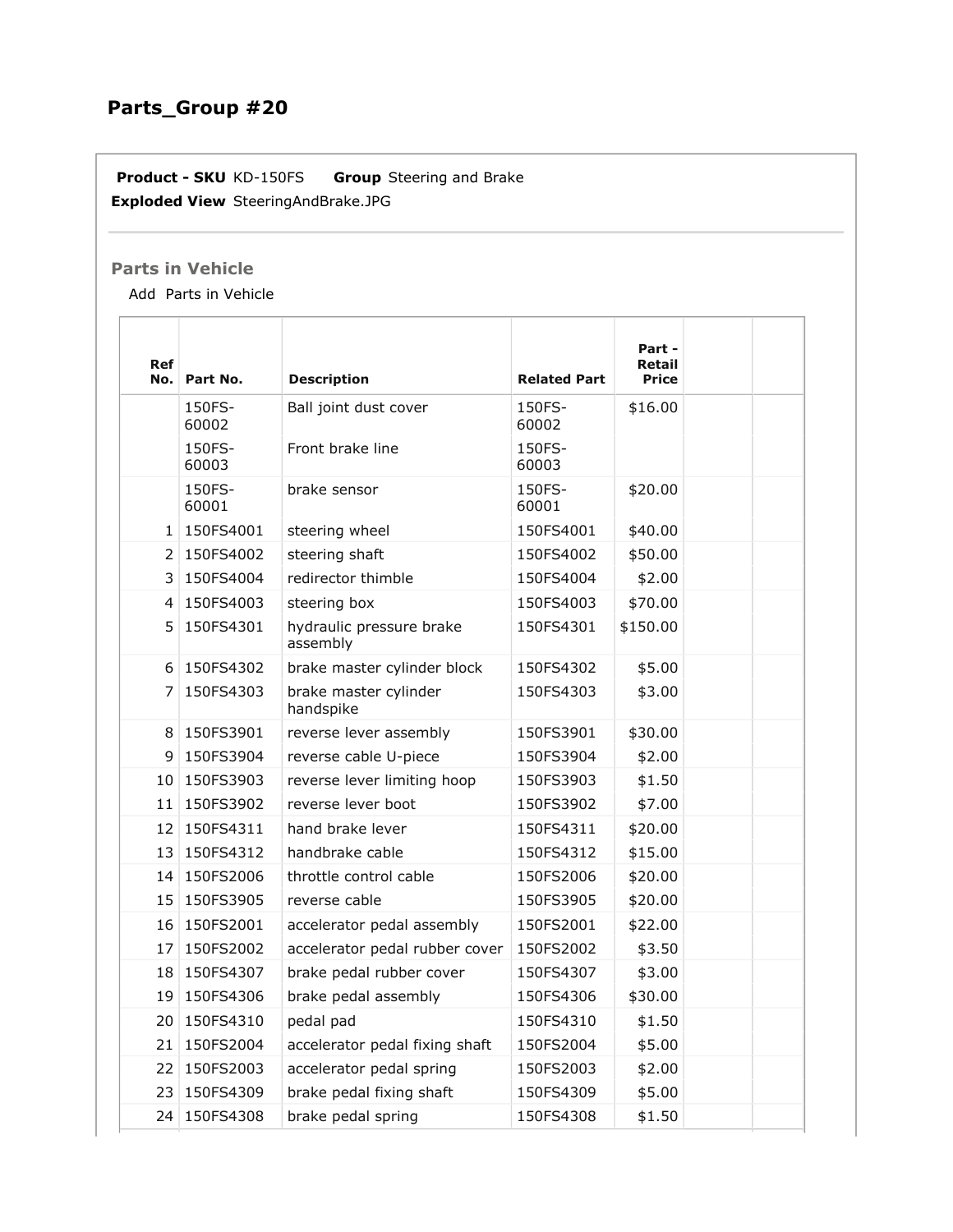## Parts_Group #20

**Product - SKU** KD-150FS **Group** Steering and Brake
**Exploded View** SteeringAndBrake.JPG

### Parts in Vehicle

Add Parts in Vehicle

| Ref No. | Part No. | Description | Related Part | Part - Retail Price | | |
|---|---|---|---|---|---|---|
| | 150FS-60002 | Ball joint dust cover | 150FS-60002 | $16.00 | | |
| | 150FS-60003 | Front brake line | 150FS-60003 | | | |
| | 150FS-60001 | brake sensor | 150FS-60001 | $20.00 | | |
| 1 | 150FS4001 | steering wheel | 150FS4001 | $40.00 | | |
| 2 | 150FS4002 | steering shaft | 150FS4002 | $50.00 | | |
| 3 | 150FS4004 | redirector thimble | 150FS4004 | $2.00 | | |
| 4 | 150FS4003 | steering box | 150FS4003 | $70.00 | | |
| 5 | 150FS4301 | hydraulic pressure brake assembly | 150FS4301 | $150.00 | | |
| 6 | 150FS4302 | brake master cylinder block | 150FS4302 | $5.00 | | |
| 7 | 150FS4303 | brake master cylinder handspike | 150FS4303 | $3.00 | | |
| 8 | 150FS3901 | reverse lever assembly | 150FS3901 | $30.00 | | |
| 9 | 150FS3904 | reverse cable U-piece | 150FS3904 | $2.00 | | |
| 10 | 150FS3903 | reverse lever limiting hoop | 150FS3903 | $1.50 | | |
| 11 | 150FS3902 | reverse lever boot | 150FS3902 | $7.00 | | |
| 12 | 150FS4311 | hand brake lever | 150FS4311 | $20.00 | | |
| 13 | 150FS4312 | handbrake cable | 150FS4312 | $15.00 | | |
| 14 | 150FS2006 | throttle control cable | 150FS2006 | $20.00 | | |
| 15 | 150FS3905 | reverse cable | 150FS3905 | $20.00 | | |
| 16 | 150FS2001 | accelerator pedal assembly | 150FS2001 | $22.00 | | |
| 17 | 150FS2002 | accelerator pedal rubber cover | 150FS2002 | $3.50 | | |
| 18 | 150FS4307 | brake pedal rubber cover | 150FS4307 | $3.00 | | |
| 19 | 150FS4306 | brake pedal assembly | 150FS4306 | $30.00 | | |
| 20 | 150FS4310 | pedal pad | 150FS4310 | $1.50 | | |
| 21 | 150FS2004 | accelerator pedal fixing shaft | 150FS2004 | $5.00 | | |
| 22 | 150FS2003 | accelerator pedal spring | 150FS2003 | $2.00 | | |
| 23 | 150FS4309 | brake pedal fixing shaft | 150FS4309 | $5.00 | | |
| 24 | 150FS4308 | brake pedal spring | 150FS4308 | $1.50 | | |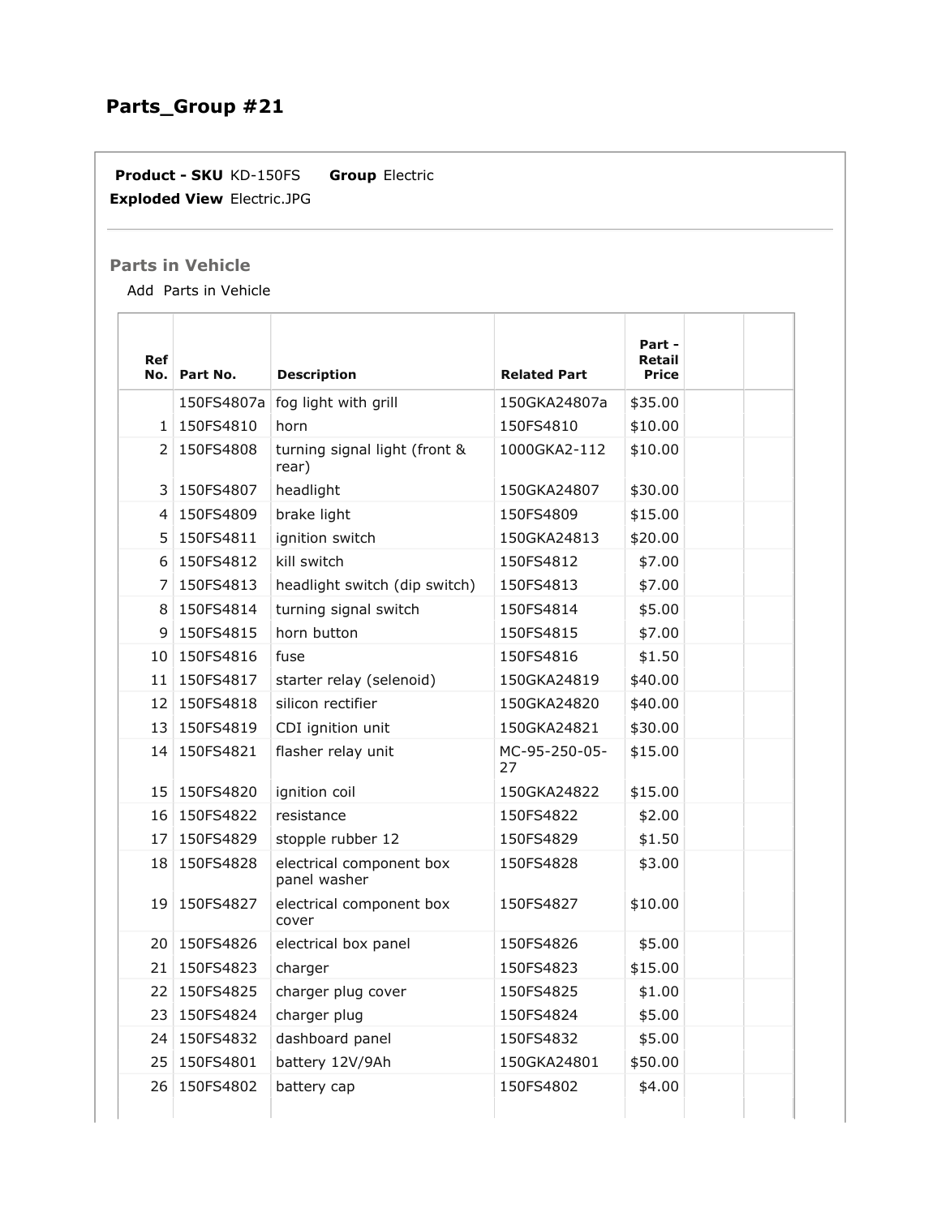## Parts_Group #21

**Product - SKU** KD-150FS **Group** Electric

**Exploded View** Electric.JPG

### Parts in Vehicle

Add Parts in Vehicle

| Ref No. | Part No. | Description | Related Part | Part - Retail Price | | |
|---|---|---|---|---|---|---|
| | 150FS4807a | fog light with grill | 150GKA24807a | $35.00 | | |
| 1 | 150FS4810 | horn | 150FS4810 | $10.00 | | |
| 2 | 150FS4808 | turning signal light (front & rear) | 1000GKA2-112 | $10.00 | | |
| 3 | 150FS4807 | headlight | 150GKA24807 | $30.00 | | |
| 4 | 150FS4809 | brake light | 150FS4809 | $15.00 | | |
| 5 | 150FS4811 | ignition switch | 150GKA24813 | $20.00 | | |
| 6 | 150FS4812 | kill switch | 150FS4812 | $7.00 | | |
| 7 | 150FS4813 | headlight switch (dip switch) | 150FS4813 | $7.00 | | |
| 8 | 150FS4814 | turning signal switch | 150FS4814 | $5.00 | | |
| 9 | 150FS4815 | horn button | 150FS4815 | $7.00 | | |
| 10 | 150FS4816 | fuse | 150FS4816 | $1.50 | | |
| 11 | 150FS4817 | starter relay (selenoid) | 150GKA24819 | $40.00 | | |
| 12 | 150FS4818 | silicon rectifier | 150GKA24820 | $40.00 | | |
| 13 | 150FS4819 | CDI ignition unit | 150GKA24821 | $30.00 | | |
| 14 | 150FS4821 | flasher relay unit | MC-95-250-05-27 | $15.00 | | |
| 15 | 150FS4820 | ignition coil | 150GKA24822 | $15.00 | | |
| 16 | 150FS4822 | resistance | 150FS4822 | $2.00 | | |
| 17 | 150FS4829 | stopple rubber 12 | 150FS4829 | $1.50 | | |
| 18 | 150FS4828 | electrical component box panel washer | 150FS4828 | $3.00 | | |
| 19 | 150FS4827 | electrical component box cover | 150FS4827 | $10.00 | | |
| 20 | 150FS4826 | electrical box panel | 150FS4826 | $5.00 | | |
| 21 | 150FS4823 | charger | 150FS4823 | $15.00 | | |
| 22 | 150FS4825 | charger plug cover | 150FS4825 | $1.00 | | |
| 23 | 150FS4824 | charger plug | 150FS4824 | $5.00 | | |
| 24 | 150FS4832 | dashboard panel | 150FS4832 | $5.00 | | |
| 25 | 150FS4801 | battery 12V/9Ah | 150GKA24801 | $50.00 | | |
| 26 | 150FS4802 | battery cap | 150FS4802 | $4.00 | | |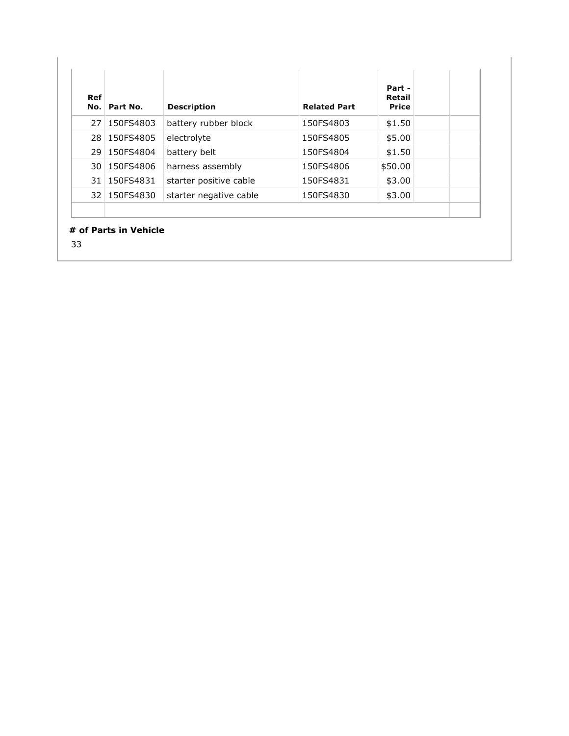| Ref No. | Part No. | Description | Related Part | Part - Retail Price | | |
|---|---|---|---|---|---|---|
| 27 | 150FS4803 | battery rubber block | 150FS4803 | $1.50 | | |
| 28 | 150FS4805 | electrolyte | 150FS4805 | $5.00 | | |
| 29 | 150FS4804 | battery belt | 150FS4804 | $1.50 | | |
| 30 | 150FS4806 | harness assembly | 150FS4806 | $50.00 | | |
| 31 | 150FS4831 | starter positive cable | 150FS4831 | $3.00 | | |
| 32 | 150FS4830 | starter negative cable | 150FS4830 | $3.00 | | |

**# of Parts in Vehicle**

33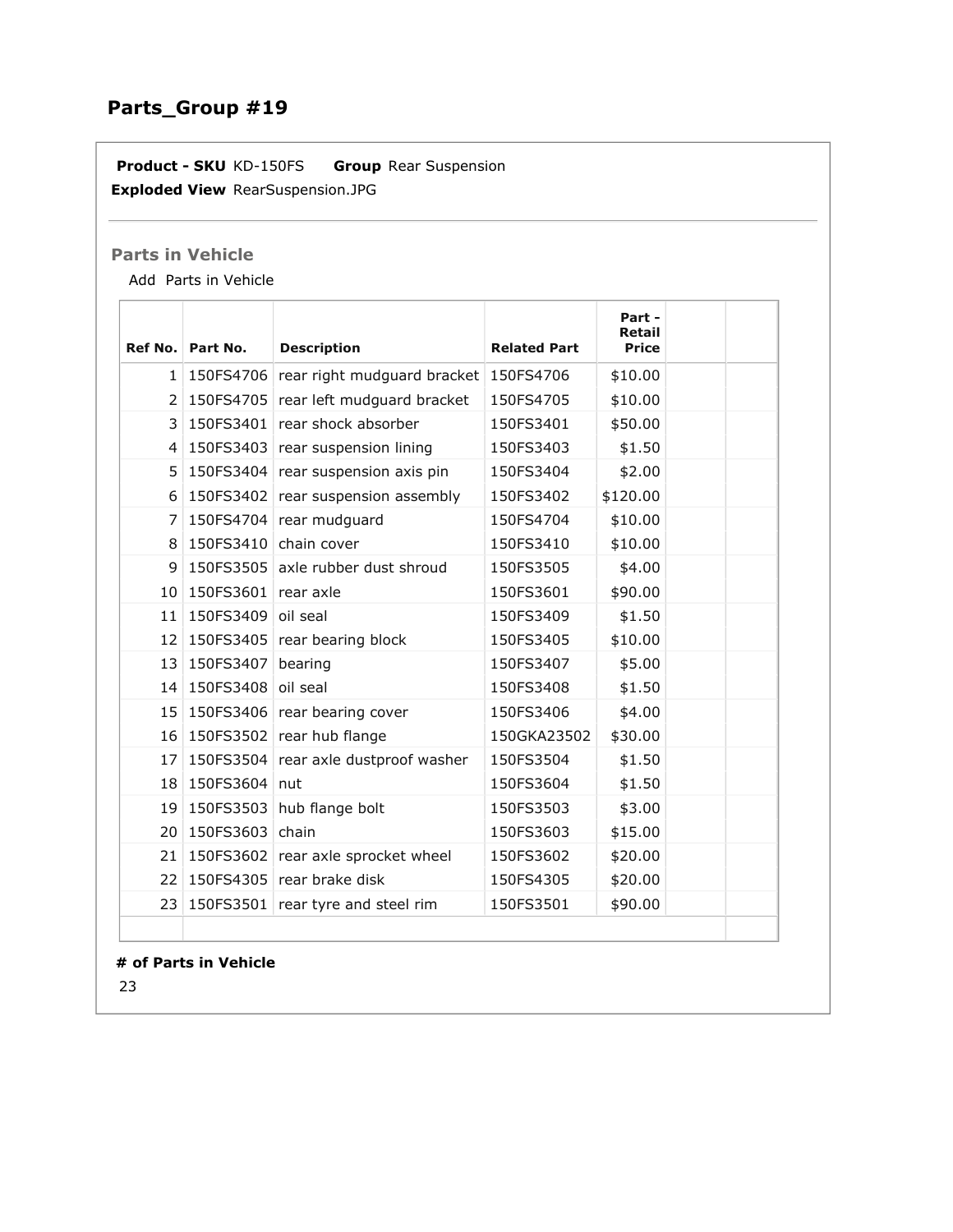## Parts_Group #19

**Product - SKU** KD-150FS **Group** Rear Suspension
**Exploded View** RearSuspension.JPG

### Parts in Vehicle

Add Parts in Vehicle

| Ref No. | Part No. | Description | Related Part | Part - Retail Price | | |
|---|---|---|---|---|---|---|
| 1 | 150FS4706 | rear right mudguard bracket | 150FS4706 | $10.00 | | |
| 2 | 150FS4705 | rear left mudguard bracket | 150FS4705 | $10.00 | | |
| 3 | 150FS3401 | rear shock absorber | 150FS3401 | $50.00 | | |
| 4 | 150FS3403 | rear suspension lining | 150FS3403 | $1.50 | | |
| 5 | 150FS3404 | rear suspension axis pin | 150FS3404 | $2.00 | | |
| 6 | 150FS3402 | rear suspension assembly | 150FS3402 | $120.00 | | |
| 7 | 150FS4704 | rear mudguard | 150FS4704 | $10.00 | | |
| 8 | 150FS3410 | chain cover | 150FS3410 | $10.00 | | |
| 9 | 150FS3505 | axle rubber dust shroud | 150FS3505 | $4.00 | | |
| 10 | 150FS3601 | rear axle | 150FS3601 | $90.00 | | |
| 11 | 150FS3409 | oil seal | 150FS3409 | $1.50 | | |
| 12 | 150FS3405 | rear bearing block | 150FS3405 | $10.00 | | |
| 13 | 150FS3407 | bearing | 150FS3407 | $5.00 | | |
| 14 | 150FS3408 | oil seal | 150FS3408 | $1.50 | | |
| 15 | 150FS3406 | rear bearing cover | 150FS3406 | $4.00 | | |
| 16 | 150FS3502 | rear hub flange | 150GKA23502 | $30.00 | | |
| 17 | 150FS3504 | rear axle dustproof washer | 150FS3504 | $1.50 | | |
| 18 | 150FS3604 | nut | 150FS3604 | $1.50 | | |
| 19 | 150FS3503 | hub flange bolt | 150FS3503 | $3.00 | | |
| 20 | 150FS3603 | chain | 150FS3603 | $15.00 | | |
| 21 | 150FS3602 | rear axle sprocket wheel | 150FS3602 | $20.00 | | |
| 22 | 150FS4305 | rear brake disk | 150FS4305 | $20.00 | | |
| 23 | 150FS3501 | rear tyre and steel rim | 150FS3501 | $90.00 | | |

**# of Parts in Vehicle**

23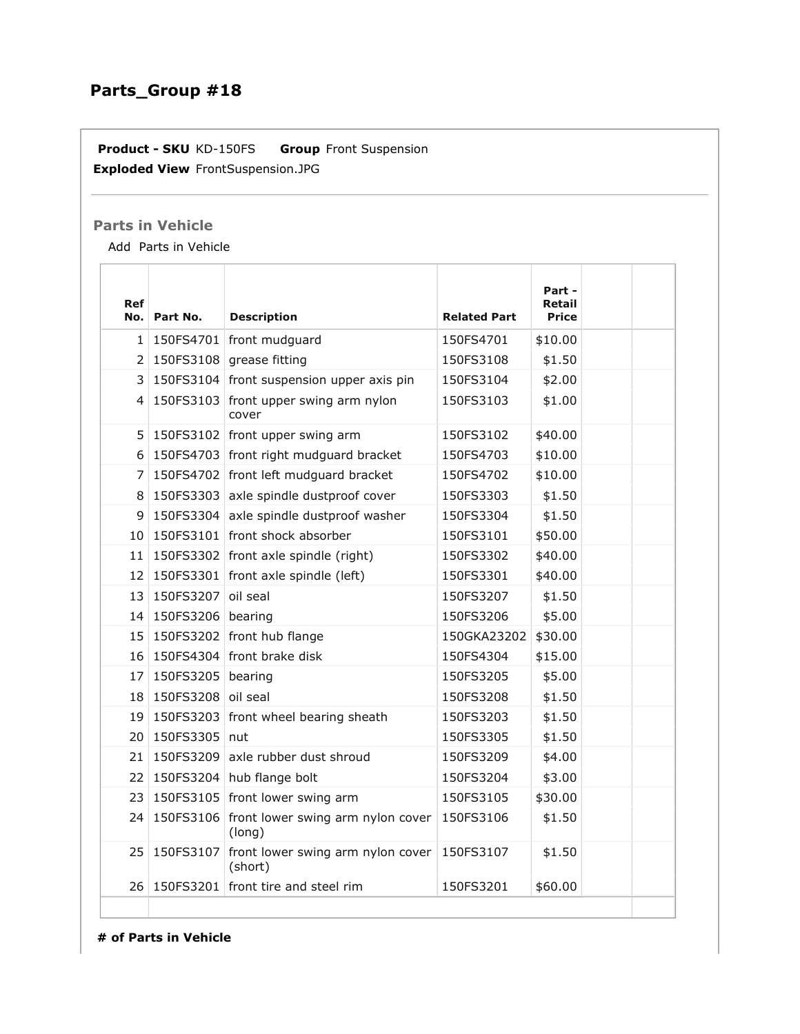# Parts_Group #18

**Product - SKU** KD-150FS **Group** Front Suspension

**Exploded View** FrontSuspension.JPG

## Parts in Vehicle

Add Parts in Vehicle

| Ref No. | Part No. | Description | Related Part | Part - Retail Price | | |
|---|---|---|---|---|---|---|
| 1 | 150FS4701 | front mudguard | 150FS4701 | $10.00 | | |
| 2 | 150FS3108 | grease fitting | 150FS3108 | $1.50 | | |
| 3 | 150FS3104 | front suspension upper axis pin | 150FS3104 | $2.00 | | |
| 4 | 150FS3103 | front upper swing arm nylon cover | 150FS3103 | $1.00 | | |
| 5 | 150FS3102 | front upper swing arm | 150FS3102 | $40.00 | | |
| 6 | 150FS4703 | front right mudguard bracket | 150FS4703 | $10.00 | | |
| 7 | 150FS4702 | front left mudguard bracket | 150FS4702 | $10.00 | | |
| 8 | 150FS3303 | axle spindle dustproof cover | 150FS3303 | $1.50 | | |
| 9 | 150FS3304 | axle spindle dustproof washer | 150FS3304 | $1.50 | | |
| 10 | 150FS3101 | front shock absorber | 150FS3101 | $50.00 | | |
| 11 | 150FS3302 | front axle spindle (right) | 150FS3302 | $40.00 | | |
| 12 | 150FS3301 | front axle spindle (left) | 150FS3301 | $40.00 | | |
| 13 | 150FS3207 | oil seal | 150FS3207 | $1.50 | | |
| 14 | 150FS3206 | bearing | 150FS3206 | $5.00 | | |
| 15 | 150FS3202 | front hub flange | 150GKA23202 | $30.00 | | |
| 16 | 150FS4304 | front brake disk | 150FS4304 | $15.00 | | |
| 17 | 150FS3205 | bearing | 150FS3205 | $5.00 | | |
| 18 | 150FS3208 | oil seal | 150FS3208 | $1.50 | | |
| 19 | 150FS3203 | front wheel bearing sheath | 150FS3203 | $1.50 | | |
| 20 | 150FS3305 | nut | 150FS3305 | $1.50 | | |
| 21 | 150FS3209 | axle rubber dust shroud | 150FS3209 | $4.00 | | |
| 22 | 150FS3204 | hub flange bolt | 150FS3204 | $3.00 | | |
| 23 | 150FS3105 | front lower swing arm | 150FS3105 | $30.00 | | |
| 24 | 150FS3106 | front lower swing arm nylon cover (long) | 150FS3106 | $1.50 | | |
| 25 | 150FS3107 | front lower swing arm nylon cover (short) | 150FS3107 | $1.50 | | |
| 26 | 150FS3201 | front tire and steel rim | 150FS3201 | $60.00 | | |

**# of Parts in Vehicle**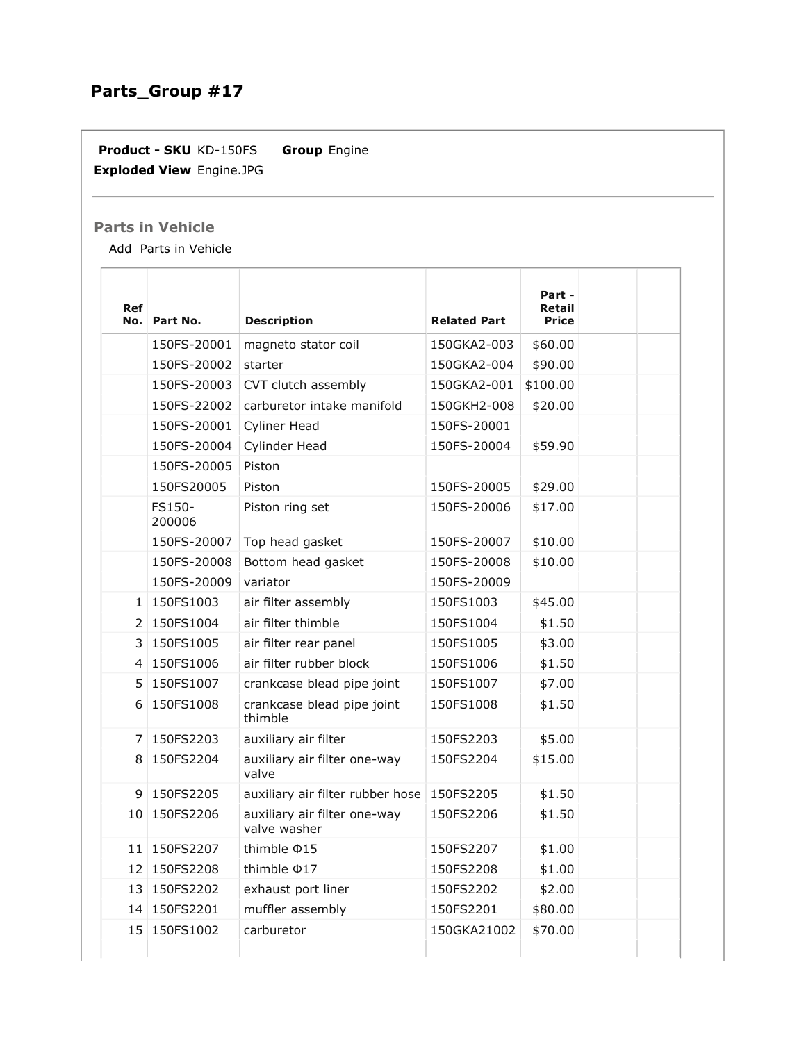## Parts_Group #17

**Product - SKU** KD-150FS **Group** Engine
**Exploded View** Engine.JPG

### Parts in Vehicle

Add Parts in Vehicle

| Ref No. | Part No. | Description | Related Part | Part - Retail Price | | |
|---|---|---|---|---|---|---|
| | 150FS-20001 | magneto stator coil | 150GKA2-003 | $60.00 | | |
| | 150FS-20002 | starter | 150GKA2-004 | $90.00 | | |
| | 150FS-20003 | CVT clutch assembly | 150GKA2-001 | $100.00 | | |
| | 150FS-22002 | carburetor intake manifold | 150GKH2-008 | $20.00 | | |
| | 150FS-20001 | Cyliner Head | 150FS-20001 | | | |
| | 150FS-20004 | Cylinder Head | 150FS-20004 | $59.90 | | |
| | 150FS-20005 | Piston | | | | |
| | 150FS20005 | Piston | 150FS-20005 | $29.00 | | |
| | FS150-200006 | Piston ring set | 150FS-20006 | $17.00 | | |
| | 150FS-20007 | Top head gasket | 150FS-20007 | $10.00 | | |
| | 150FS-20008 | Bottom head gasket | 150FS-20008 | $10.00 | | |
| | 150FS-20009 | variator | 150FS-20009 | | | |
| 1 | 150FS1003 | air filter assembly | 150FS1003 | $45.00 | | |
| 2 | 150FS1004 | air filter thimble | 150FS1004 | $1.50 | | |
| 3 | 150FS1005 | air filter rear panel | 150FS1005 | $3.00 | | |
| 4 | 150FS1006 | air filter rubber block | 150FS1006 | $1.50 | | |
| 5 | 150FS1007 | crankcase blead pipe joint | 150FS1007 | $7.00 | | |
| 6 | 150FS1008 | crankcase blead pipe joint thimble | 150FS1008 | $1.50 | | |
| 7 | 150FS2203 | auxiliary air filter | 150FS2203 | $5.00 | | |
| 8 | 150FS2204 | auxiliary air filter one-way valve | 150FS2204 | $15.00 | | |
| 9 | 150FS2205 | auxiliary air filter rubber hose | 150FS2205 | $1.50 | | |
| 10 | 150FS2206 | auxiliary air filter one-way valve washer | 150FS2206 | $1.50 | | |
| 11 | 150FS2207 | thimble Φ15 | 150FS2207 | $1.00 | | |
| 12 | 150FS2208 | thimble Φ17 | 150FS2208 | $1.00 | | |
| 13 | 150FS2202 | exhaust port liner | 150FS2202 | $2.00 | | |
| 14 | 150FS2201 | muffler assembly | 150FS2201 | $80.00 | | |
| 15 | 150FS1002 | carburetor | 150GKA21002 | $70.00 | | |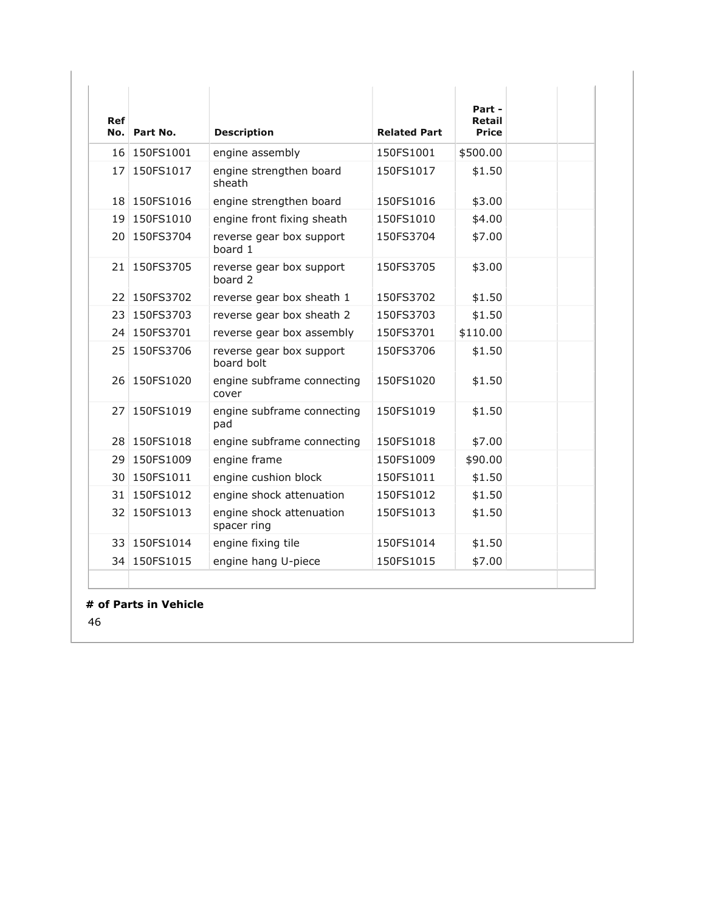| Ref No. | Part No. | Description | Related Part | Part - Retail Price | | |
|---|---|---|---|---|---|---|
| 16 | 150FS1001 | engine assembly | 150FS1001 | $500.00 | | |
| 17 | 150FS1017 | engine strengthen board sheath | 150FS1017 | $1.50 | | |
| 18 | 150FS1016 | engine strengthen board | 150FS1016 | $3.00 | | |
| 19 | 150FS1010 | engine front fixing sheath | 150FS1010 | $4.00 | | |
| 20 | 150FS3704 | reverse gear box support board 1 | 150FS3704 | $7.00 | | |
| 21 | 150FS3705 | reverse gear box support board 2 | 150FS3705 | $3.00 | | |
| 22 | 150FS3702 | reverse gear box sheath 1 | 150FS3702 | $1.50 | | |
| 23 | 150FS3703 | reverse gear box sheath 2 | 150FS3703 | $1.50 | | |
| 24 | 150FS3701 | reverse gear box assembly | 150FS3701 | $110.00 | | |
| 25 | 150FS3706 | reverse gear box support board bolt | 150FS3706 | $1.50 | | |
| 26 | 150FS1020 | engine subframe connecting cover | 150FS1020 | $1.50 | | |
| 27 | 150FS1019 | engine subframe connecting pad | 150FS1019 | $1.50 | | |
| 28 | 150FS1018 | engine subframe connecting | 150FS1018 | $7.00 | | |
| 29 | 150FS1009 | engine frame | 150FS1009 | $90.00 | | |
| 30 | 150FS1011 | engine cushion block | 150FS1011 | $1.50 | | |
| 31 | 150FS1012 | engine shock attenuation | 150FS1012 | $1.50 | | |
| 32 | 150FS1013 | engine shock attenuation spacer ring | 150FS1013 | $1.50 | | |
| 33 | 150FS1014 | engine fixing tile | 150FS1014 | $1.50 | | |
| 34 | 150FS1015 | engine hang U-piece | 150FS1015 | $7.00 | | |

**# of Parts in Vehicle**

46